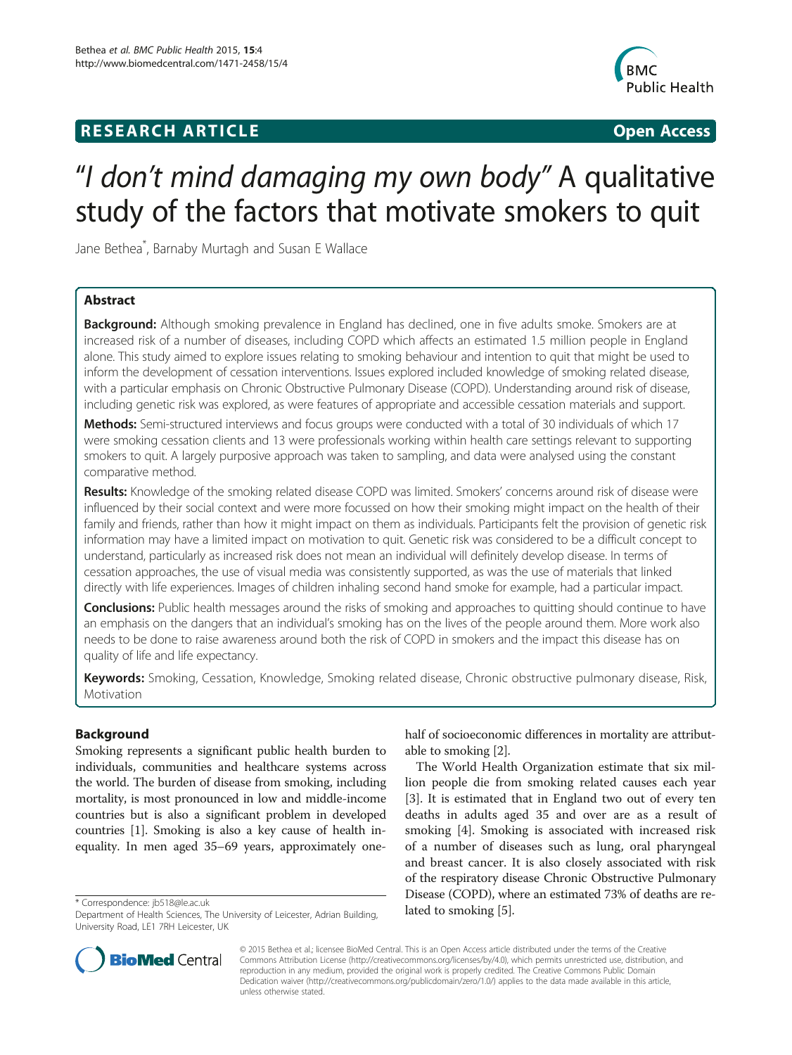RESEARCH ARTICLE

Open Access

# "*I don't mind damaging my own body*" A qualitative study of the factors that motivate smokers to quit

Jane Bethea*, Barnaby Murtagh and Susan E Wallace

## Abstract

**Background:** Although smoking prevalence in England has declined, one in five adults smoke. Smokers are at increased risk of a number of diseases, including COPD which affects an estimated 1.5 million people in England alone. This study aimed to explore issues relating to smoking behaviour and intention to quit that might be used to inform the development of cessation interventions. Issues explored included knowledge of smoking related disease, with a particular emphasis on Chronic Obstructive Pulmonary Disease (COPD). Understanding around risk of disease, including genetic risk was explored, as were features of appropriate and accessible cessation materials and support.

**Methods:** Semi-structured interviews and focus groups were conducted with a total of 30 individuals of which 17 were smoking cessation clients and 13 were professionals working within health care settings relevant to supporting smokers to quit. A largely purposive approach was taken to sampling, and data were analysed using the constant comparative method.

**Results:** Knowledge of the smoking related disease COPD was limited. Smokers' concerns around risk of disease were influenced by their social context and were more focussed on how their smoking might impact on the health of their family and friends, rather than how it might impact on them as individuals. Participants felt the provision of genetic risk information may have a limited impact on motivation to quit. Genetic risk was considered to be a difficult concept to understand, particularly as increased risk does not mean an individual will definitely develop disease. In terms of cessation approaches, the use of visual media was consistently supported, as was the use of materials that linked directly with life experiences. Images of children inhaling second hand smoke for example, had a particular impact.

**Conclusions:** Public health messages around the risks of smoking and approaches to quitting should continue to have an emphasis on the dangers that an individual's smoking has on the lives of the people around them. More work also needs to be done to raise awareness around both the risk of COPD in smokers and the impact this disease has on quality of life and life expectancy.

**Keywords:** Smoking, Cessation, Knowledge, Smoking related disease, Chronic obstructive pulmonary disease, Risk, Motivation

## Background

Smoking represents a significant public health burden to individuals, communities and healthcare systems across the world. The burden of disease from smoking, including mortality, is most pronounced in low and middle-income countries but is also a significant problem in developed countries [1]. Smoking is also a key cause of health inequality. In men aged 35–69 years, approximately one-half of socioeconomic differences in mortality are attributable to smoking [2].

The World Health Organization estimate that six million people die from smoking related causes each year [3]. It is estimated that in England two out of every ten deaths in adults aged 35 and over are as a result of smoking [4]. Smoking is associated with increased risk of a number of diseases such as lung, oral pharyngeal and breast cancer. It is also closely associated with risk of the respiratory disease Chronic Obstructive Pulmonary Disease (COPD), where an estimated 73% of deaths are related to smoking [5].

\* Correspondence: jb518@le.ac.uk
Department of Health Sciences, The University of Leicester, Adrian Building, University Road, LE1 7RH Leicester, UK

© 2015 Bethea et al.; licensee BioMed Central. This is an Open Access article distributed under the terms of the Creative Commons Attribution License (http://creativecommons.org/licenses/by/4.0), which permits unrestricted use, distribution, and reproduction in any medium, provided the original work is properly credited. The Creative Commons Public Domain Dedication waiver (http://creativecommons.org/publicdomain/zero/1.0/) applies to the data made available in this article, unless otherwise stated.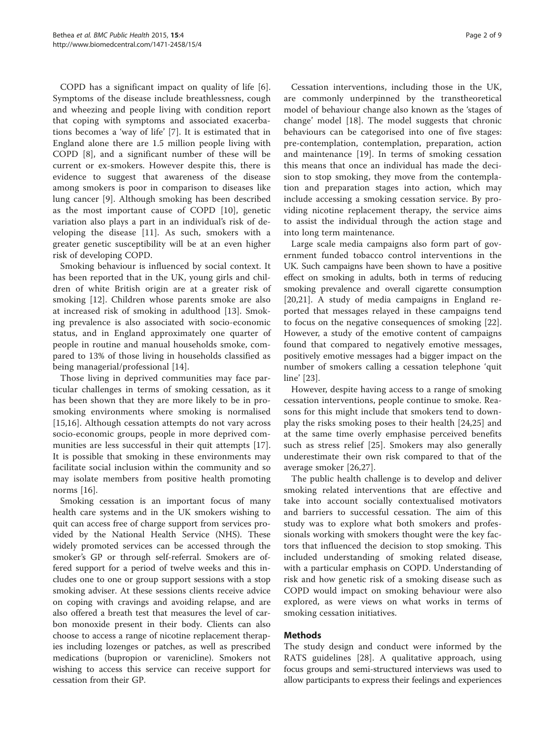COPD has a significant impact on quality of life [6]. Symptoms of the disease include breathlessness, cough and wheezing and people living with condition report that coping with symptoms and associated exacerbations becomes a 'way of life' [7]. It is estimated that in England alone there are 1.5 million people living with COPD [8], and a significant number of these will be current or ex-smokers. However despite this, there is evidence to suggest that awareness of the disease among smokers is poor in comparison to diseases like lung cancer [9]. Although smoking has been described as the most important cause of COPD [10], genetic variation also plays a part in an individual's risk of developing the disease [11]. As such, smokers with a greater genetic susceptibility will be at an even higher risk of developing COPD.

Smoking behaviour is influenced by social context. It has been reported that in the UK, young girls and children of white British origin are at a greater risk of smoking [12]. Children whose parents smoke are also at increased risk of smoking in adulthood [13]. Smoking prevalence is also associated with socio-economic status, and in England approximately one quarter of people in routine and manual households smoke, compared to 13% of those living in households classified as being managerial/professional [14].

Those living in deprived communities may face particular challenges in terms of smoking cessation, as it has been shown that they are more likely to be in prosmoking environments where smoking is normalised [15,16]. Although cessation attempts do not vary across socio-economic groups, people in more deprived communities are less successful in their quit attempts [17]. It is possible that smoking in these environments may facilitate social inclusion within the community and so may isolate members from positive health promoting norms [16].

Smoking cessation is an important focus of many health care systems and in the UK smokers wishing to quit can access free of charge support from services provided by the National Health Service (NHS). These widely promoted services can be accessed through the smoker's GP or through self-referral. Smokers are offered support for a period of twelve weeks and this includes one to one or group support sessions with a stop smoking adviser. At these sessions clients receive advice on coping with cravings and avoiding relapse, and are also offered a breath test that measures the level of carbon monoxide present in their body. Clients can also choose to access a range of nicotine replacement therapies including lozenges or patches, as well as prescribed medications (bupropion or varenicline). Smokers not wishing to access this service can receive support for cessation from their GP.

Cessation interventions, including those in the UK, are commonly underpinned by the transtheoretical model of behaviour change also known as the 'stages of change' model [18]. The model suggests that chronic behaviours can be categorised into one of five stages: pre-contemplation, contemplation, preparation, action and maintenance [19]. In terms of smoking cessation this means that once an individual has made the decision to stop smoking, they move from the contemplation and preparation stages into action, which may include accessing a smoking cessation service. By providing nicotine replacement therapy, the service aims to assist the individual through the action stage and into long term maintenance.

Large scale media campaigns also form part of government funded tobacco control interventions in the UK. Such campaigns have been shown to have a positive effect on smoking in adults, both in terms of reducing smoking prevalence and overall cigarette consumption [20,21]. A study of media campaigns in England reported that messages relayed in these campaigns tend to focus on the negative consequences of smoking [22]. However, a study of the emotive content of campaigns found that compared to negatively emotive messages, positively emotive messages had a bigger impact on the number of smokers calling a cessation telephone 'quit line' [23].

However, despite having access to a range of smoking cessation interventions, people continue to smoke. Reasons for this might include that smokers tend to downplay the risks smoking poses to their health [24,25] and at the same time overly emphasise perceived benefits such as stress relief [25]. Smokers may also generally underestimate their own risk compared to that of the average smoker [26,27].

The public health challenge is to develop and deliver smoking related interventions that are effective and take into account socially contextualised motivators and barriers to successful cessation. The aim of this study was to explore what both smokers and professionals working with smokers thought were the key factors that influenced the decision to stop smoking. This included understanding of smoking related disease, with a particular emphasis on COPD. Understanding of risk and how genetic risk of a smoking disease such as COPD would impact on smoking behaviour were also explored, as were views on what works in terms of smoking cessation initiatives.

## Methods

The study design and conduct were informed by the RATS guidelines [28]. A qualitative approach, using focus groups and semi-structured interviews was used to allow participants to express their feelings and experiences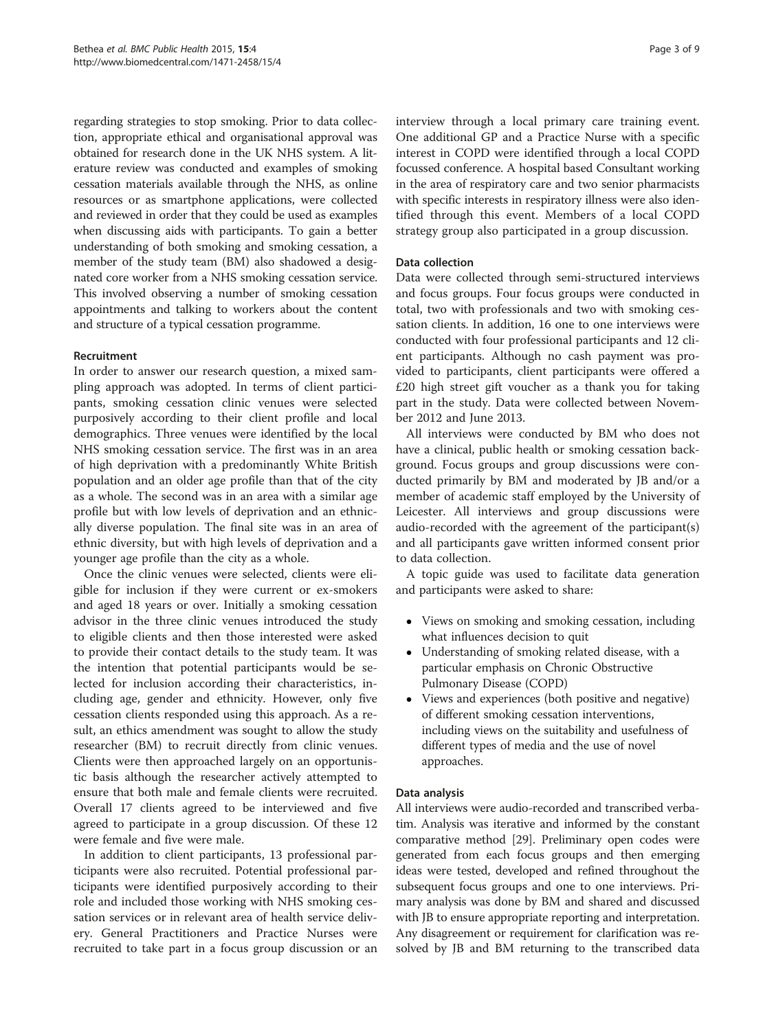regarding strategies to stop smoking. Prior to data collection, appropriate ethical and organisational approval was obtained for research done in the UK NHS system. A literature review was conducted and examples of smoking cessation materials available through the NHS, as online resources or as smartphone applications, were collected and reviewed in order that they could be used as examples when discussing aids with participants. To gain a better understanding of both smoking and smoking cessation, a member of the study team (BM) also shadowed a designated core worker from a NHS smoking cessation service. This involved observing a number of smoking cessation appointments and talking to workers about the content and structure of a typical cessation programme.

### Recruitment

In order to answer our research question, a mixed sampling approach was adopted. In terms of client participants, smoking cessation clinic venues were selected purposively according to their client profile and local demographics. Three venues were identified by the local NHS smoking cessation service. The first was in an area of high deprivation with a predominantly White British population and an older age profile than that of the city as a whole. The second was in an area with a similar age profile but with low levels of deprivation and an ethnically diverse population. The final site was in an area of ethnic diversity, but with high levels of deprivation and a younger age profile than the city as a whole.

Once the clinic venues were selected, clients were eligible for inclusion if they were current or ex-smokers and aged 18 years or over. Initially a smoking cessation advisor in the three clinic venues introduced the study to eligible clients and then those interested were asked to provide their contact details to the study team. It was the intention that potential participants would be selected for inclusion according their characteristics, including age, gender and ethnicity. However, only five cessation clients responded using this approach. As a result, an ethics amendment was sought to allow the study researcher (BM) to recruit directly from clinic venues. Clients were then approached largely on an opportunistic basis although the researcher actively attempted to ensure that both male and female clients were recruited. Overall 17 clients agreed to be interviewed and five agreed to participate in a group discussion. Of these 12 were female and five were male.

In addition to client participants, 13 professional participants were also recruited. Potential professional participants were identified purposively according to their role and included those working with NHS smoking cessation services or in relevant area of health service delivery. General Practitioners and Practice Nurses were recruited to take part in a focus group discussion or an interview through a local primary care training event. One additional GP and a Practice Nurse with a specific interest in COPD were identified through a local COPD focussed conference. A hospital based Consultant working in the area of respiratory care and two senior pharmacists with specific interests in respiratory illness were also identified through this event. Members of a local COPD strategy group also participated in a group discussion.

### Data collection

Data were collected through semi-structured interviews and focus groups. Four focus groups were conducted in total, two with professionals and two with smoking cessation clients. In addition, 16 one to one interviews were conducted with four professional participants and 12 client participants. Although no cash payment was provided to participants, client participants were offered a £20 high street gift voucher as a thank you for taking part in the study. Data were collected between November 2012 and June 2013.

All interviews were conducted by BM who does not have a clinical, public health or smoking cessation background. Focus groups and group discussions were conducted primarily by BM and moderated by JB and/or a member of academic staff employed by the University of Leicester. All interviews and group discussions were audio-recorded with the agreement of the participant(s) and all participants gave written informed consent prior to data collection.

A topic guide was used to facilitate data generation and participants were asked to share:

- Views on smoking and smoking cessation, including what influences decision to quit
- Understanding of smoking related disease, with a particular emphasis on Chronic Obstructive Pulmonary Disease (COPD)
- Views and experiences (both positive and negative) of different smoking cessation interventions, including views on the suitability and usefulness of different types of media and the use of novel approaches.

### Data analysis

All interviews were audio-recorded and transcribed verbatim. Analysis was iterative and informed by the constant comparative method [29]. Preliminary open codes were generated from each focus groups and then emerging ideas were tested, developed and refined throughout the subsequent focus groups and one to one interviews. Primary analysis was done by BM and shared and discussed with JB to ensure appropriate reporting and interpretation. Any disagreement or requirement for clarification was resolved by JB and BM returning to the transcribed data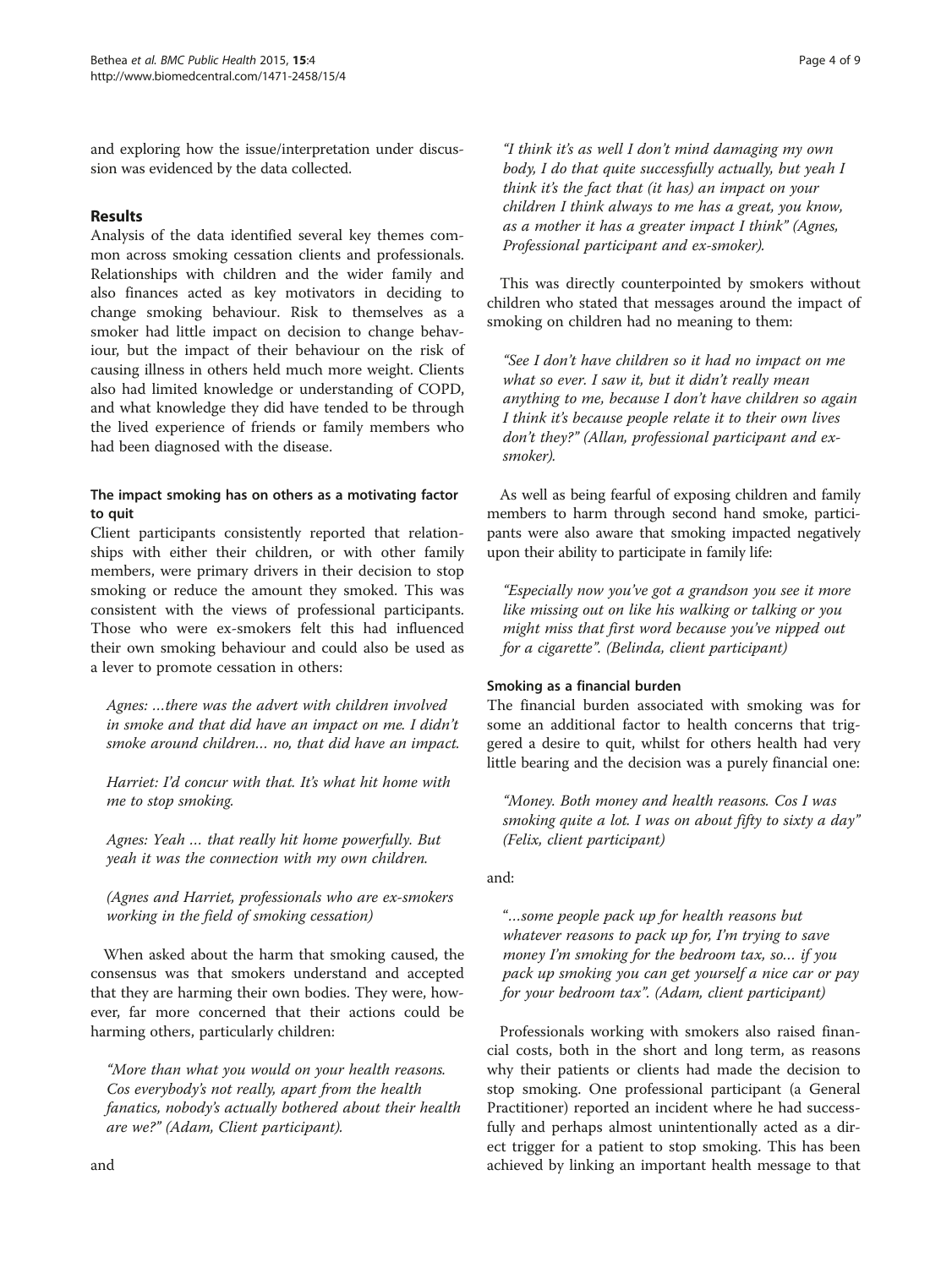and exploring how the issue/interpretation under discussion was evidenced by the data collected.

## Results

Analysis of the data identified several key themes common across smoking cessation clients and professionals. Relationships with children and the wider family and also finances acted as key motivators in deciding to change smoking behaviour. Risk to themselves as a smoker had little impact on decision to change behaviour, but the impact of their behaviour on the risk of causing illness in others held much more weight. Clients also had limited knowledge or understanding of COPD, and what knowledge they did have tended to be through the lived experience of friends or family members who had been diagnosed with the disease.

### The impact smoking has on others as a motivating factor to quit

Client participants consistently reported that relationships with either their children, or with other family members, were primary drivers in their decision to stop smoking or reduce the amount they smoked. This was consistent with the views of professional participants. Those who were ex-smokers felt this had influenced their own smoking behaviour and could also be used as a lever to promote cessation in others:

> *Agnes: …there was the advert with children involved in smoke and that did have an impact on me. I didn't smoke around children… no, that did have an impact.*
>
> *Harriet: I'd concur with that. It's what hit home with me to stop smoking.*
>
> *Agnes: Yeah … that really hit home powerfully. But yeah it was the connection with my own children.*
>
> *(Agnes and Harriet, professionals who are ex-smokers working in the field of smoking cessation)*

When asked about the harm that smoking caused, the consensus was that smokers understand and accepted that they are harming their own bodies. They were, however, far more concerned that their actions could be harming others, particularly children:

> *"More than what you would on your health reasons. Cos everybody's not really, apart from the health fanatics, nobody's actually bothered about their health are we?" (Adam, Client participant).*

and

> *"I think it's as well I don't mind damaging my own body, I do that quite successfully actually, but yeah I think it's the fact that (it has) an impact on your children I think always to me has a great, you know, as a mother it has a greater impact I think" (Agnes, Professional participant and ex-smoker).*

This was directly counterpointed by smokers without children who stated that messages around the impact of smoking on children had no meaning to them:

> *"See I don't have children so it had no impact on me what so ever. I saw it, but it didn't really mean anything to me, because I don't have children so again I think it's because people relate it to their own lives don't they?" (Allan, professional participant and ex-smoker).*

As well as being fearful of exposing children and family members to harm through second hand smoke, participants were also aware that smoking impacted negatively upon their ability to participate in family life:

> *"Especially now you've got a grandson you see it more like missing out on like his walking or talking or you might miss that first word because you've nipped out for a cigarette". (Belinda, client participant)*

### Smoking as a financial burden

The financial burden associated with smoking was for some an additional factor to health concerns that triggered a desire to quit, whilst for others health had very little bearing and the decision was a purely financial one:

> *"Money. Both money and health reasons. Cos I was smoking quite a lot. I was on about fifty to sixty a day" (Felix, client participant)*

and:

> *"…some people pack up for health reasons but whatever reasons to pack up for, I'm trying to save money I'm smoking for the bedroom tax, so… if you pack up smoking you can get yourself a nice car or pay for your bedroom tax". (Adam, client participant)*

Professionals working with smokers also raised financial costs, both in the short and long term, as reasons why their patients or clients had made the decision to stop smoking. One professional participant (a General Practitioner) reported an incident where he had successfully and perhaps almost unintentionally acted as a direct trigger for a patient to stop smoking. This has been achieved by linking an important health message to that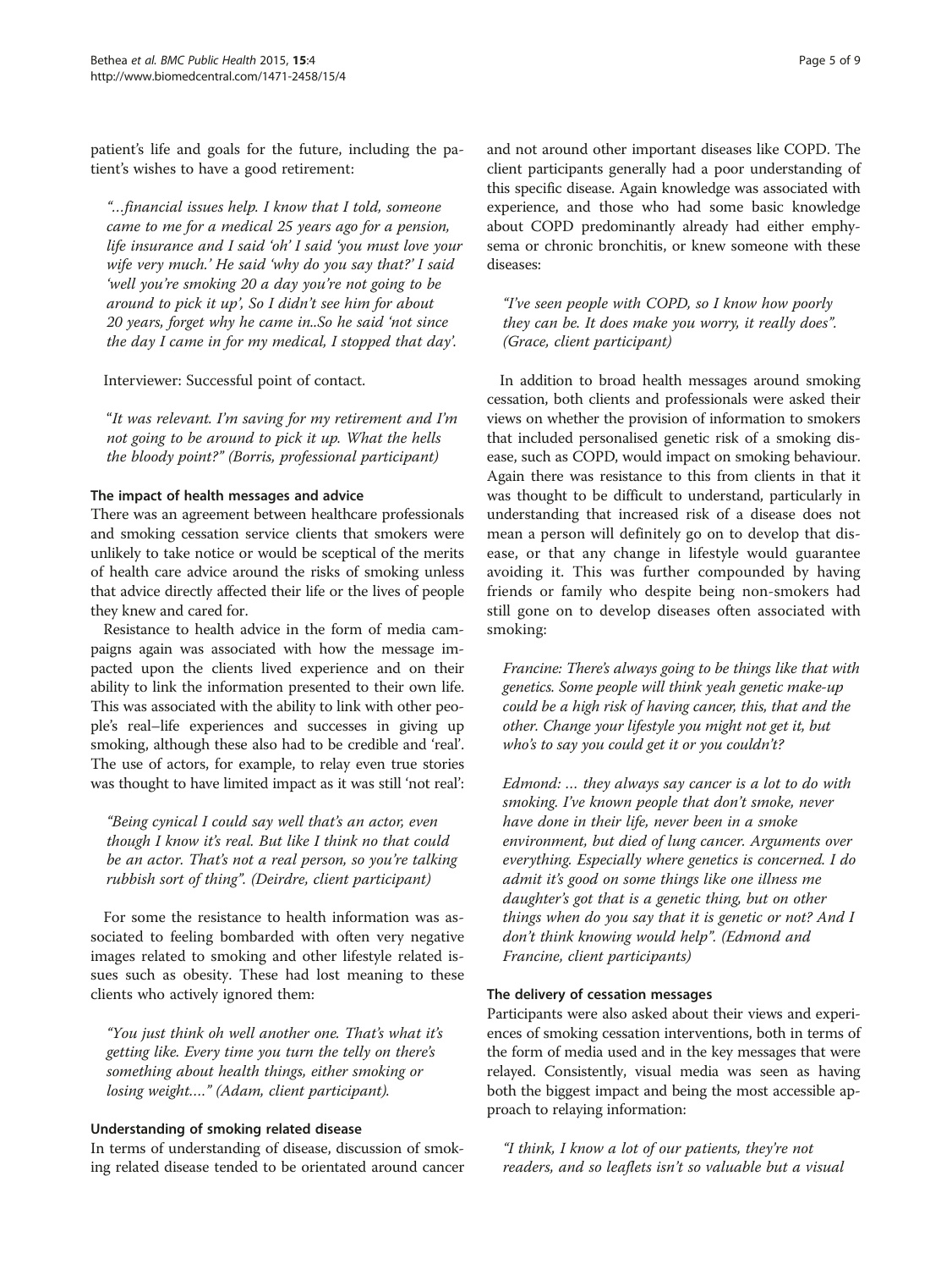patient's life and goals for the future, including the patient's wishes to have a good retirement:

> "…financial issues help. I know that I told, someone came to me for a medical 25 years ago for a pension, life insurance and I said 'oh' I said 'you must love your wife very much.' He said 'why do you say that?' I said 'well you're smoking 20 a day you're not going to be around to pick it up', So I didn't see him for about 20 years, forget why he came in..So he said 'not since the day I came in for my medical, I stopped that day'.

Interviewer: Successful point of contact.

> "It was relevant. I'm saving for my retirement and I'm not going to be around to pick it up. What the hells the bloody point?" (Borris, professional participant)

#### The impact of health messages and advice

There was an agreement between healthcare professionals and smoking cessation service clients that smokers were unlikely to take notice or would be sceptical of the merits of health care advice around the risks of smoking unless that advice directly affected their life or the lives of people they knew and cared for.

Resistance to health advice in the form of media campaigns again was associated with how the message impacted upon the clients lived experience and on their ability to link the information presented to their own life. This was associated with the ability to link with other people's real–life experiences and successes in giving up smoking, although these also had to be credible and 'real'. The use of actors, for example, to relay even true stories was thought to have limited impact as it was still 'not real':

> "Being cynical I could say well that's an actor, even though I know it's real. But like I think no that could be an actor. That's not a real person, so you're talking rubbish sort of thing". (Deirdre, client participant)

For some the resistance to health information was associated to feeling bombarded with often very negative images related to smoking and other lifestyle related issues such as obesity. These had lost meaning to these clients who actively ignored them:

> "You just think oh well another one. That's what it's getting like. Every time you turn the telly on there's something about health things, either smoking or losing weight.…" (Adam, client participant).

#### Understanding of smoking related disease

In terms of understanding of disease, discussion of smoking related disease tended to be orientated around cancer and not around other important diseases like COPD. The client participants generally had a poor understanding of this specific disease. Again knowledge was associated with experience, and those who had some basic knowledge about COPD predominantly already had either emphysema or chronic bronchitis, or knew someone with these diseases:

> "I've seen people with COPD, so I know how poorly they can be. It does make you worry, it really does". (Grace, client participant)

In addition to broad health messages around smoking cessation, both clients and professionals were asked their views on whether the provision of information to smokers that included personalised genetic risk of a smoking disease, such as COPD, would impact on smoking behaviour. Again there was resistance to this from clients in that it was thought to be difficult to understand, particularly in understanding that increased risk of a disease does not mean a person will definitely go on to develop that disease, or that any change in lifestyle would guarantee avoiding it. This was further compounded by having friends or family who despite being non-smokers had still gone on to develop diseases often associated with smoking:

> *Francine: There's always going to be things like that with genetics. Some people will think yeah genetic make-up could be a high risk of having cancer, this, that and the other. Change your lifestyle you might not get it, but who's to say you could get it or you couldn't?*
>
> *Edmond: … they always say cancer is a lot to do with smoking. I've known people that don't smoke, never have done in their life, never been in a smoke environment, but died of lung cancer. Arguments over everything. Especially where genetics is concerned. I do admit it's good on some things like one illness me daughter's got that is a genetic thing, but on other things when do you say that it is genetic or not? And I don't think knowing would help". (Edmond and Francine, client participants)*

#### The delivery of cessation messages

Participants were also asked about their views and experiences of smoking cessation interventions, both in terms of the form of media used and in the key messages that were relayed. Consistently, visual media was seen as having both the biggest impact and being the most accessible approach to relaying information:

> "I think, I know a lot of our patients, they're not readers, and so leaflets isn't so valuable but a visual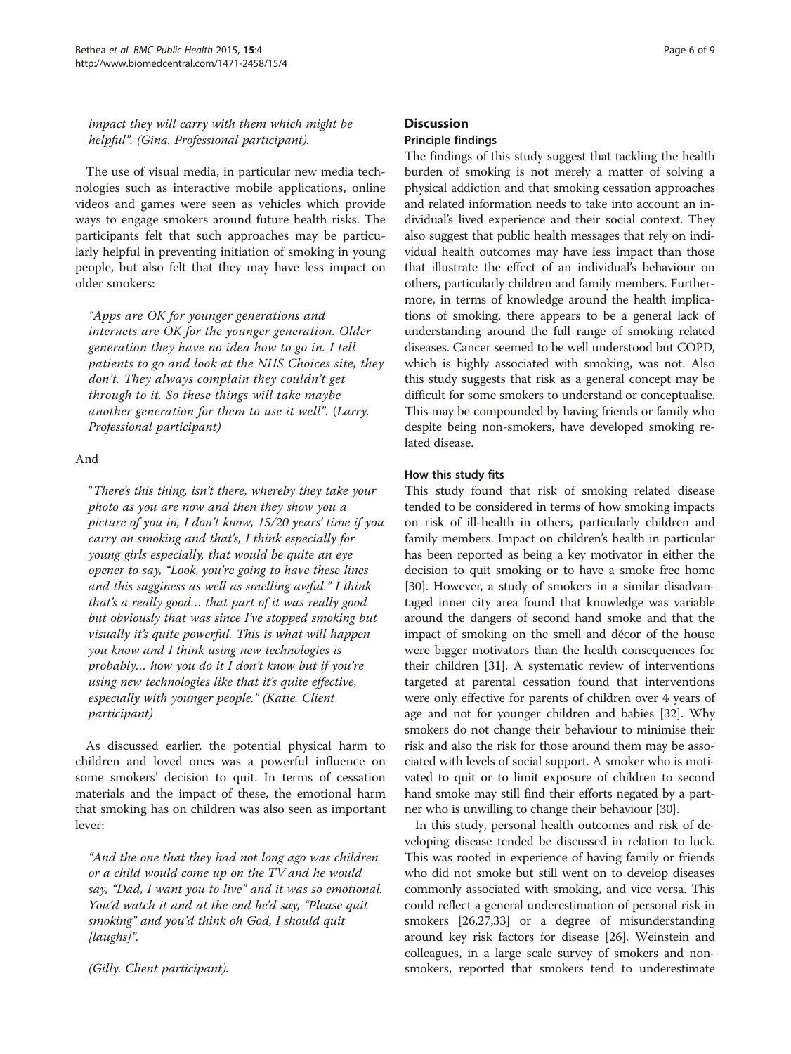*impact they will carry with them which might be helpful". (Gina. Professional participant).*

The use of visual media, in particular new media technologies such as interactive mobile applications, online videos and games were seen as vehicles which provide ways to engage smokers around future health risks. The participants felt that such approaches may be particularly helpful in preventing initiation of smoking in young people, but also felt that they may have less impact on older smokers:

*"Apps are OK for younger generations and internets are OK for the younger generation. Older generation they have no idea how to go in. I tell patients to go and look at the NHS Choices site, they don't. They always complain they couldn't get through to it. So these things will take maybe another generation for them to use it well". (Larry. Professional participant)*

And

*"There's this thing, isn't there, whereby they take your photo as you are now and then they show you a picture of you in, I don't know, 15/20 years' time if you carry on smoking and that's, I think especially for young girls especially, that would be quite an eye opener to say, "Look, you're going to have these lines and this sagginess as well as smelling awful." I think that's a really good… that part of it was really good but obviously that was since I've stopped smoking but visually it's quite powerful. This is what will happen you know and I think using new technologies is probably… how you do it I don't know but if you're using new technologies like that it's quite effective, especially with younger people." (Katie. Client participant)*

As discussed earlier, the potential physical harm to children and loved ones was a powerful influence on some smokers' decision to quit. In terms of cessation materials and the impact of these, the emotional harm that smoking has on children was also seen as important lever:

*"And the one that they had not long ago was children or a child would come up on the TV and he would say, "Dad, I want you to live" and it was so emotional. You'd watch it and at the end he'd say, "Please quit smoking" and you'd think oh God, I should quit [laughs]".*

*(Gilly. Client participant).*

## Discussion

### Principle findings

The findings of this study suggest that tackling the health burden of smoking is not merely a matter of solving a physical addiction and that smoking cessation approaches and related information needs to take into account an individual's lived experience and their social context. They also suggest that public health messages that rely on individual health outcomes may have less impact than those that illustrate the effect of an individual's behaviour on others, particularly children and family members. Furthermore, in terms of knowledge around the health implications of smoking, there appears to be a general lack of understanding around the full range of smoking related diseases. Cancer seemed to be well understood but COPD, which is highly associated with smoking, was not. Also this study suggests that risk as a general concept may be difficult for some smokers to understand or conceptualise. This may be compounded by having friends or family who despite being non-smokers, have developed smoking related disease.

### How this study fits

This study found that risk of smoking related disease tended to be considered in terms of how smoking impacts on risk of ill-health in others, particularly children and family members. Impact on children's health in particular has been reported as being a key motivator in either the decision to quit smoking or to have a smoke free home [30]. However, a study of smokers in a similar disadvantaged inner city area found that knowledge was variable around the dangers of second hand smoke and that the impact of smoking on the smell and décor of the house were bigger motivators than the health consequences for their children [31]. A systematic review of interventions targeted at parental cessation found that interventions were only effective for parents of children over 4 years of age and not for younger children and babies [32]. Why smokers do not change their behaviour to minimise their risk and also the risk for those around them may be associated with levels of social support. A smoker who is motivated to quit or to limit exposure of children to second hand smoke may still find their efforts negated by a partner who is unwilling to change their behaviour [30].

In this study, personal health outcomes and risk of developing disease tended be discussed in relation to luck. This was rooted in experience of having family or friends who did not smoke but still went on to develop diseases commonly associated with smoking, and vice versa. This could reflect a general underestimation of personal risk in smokers [26,27,33] or a degree of misunderstanding around key risk factors for disease [26]. Weinstein and colleagues, in a large scale survey of smokers and non-smokers, reported that smokers tend to underestimate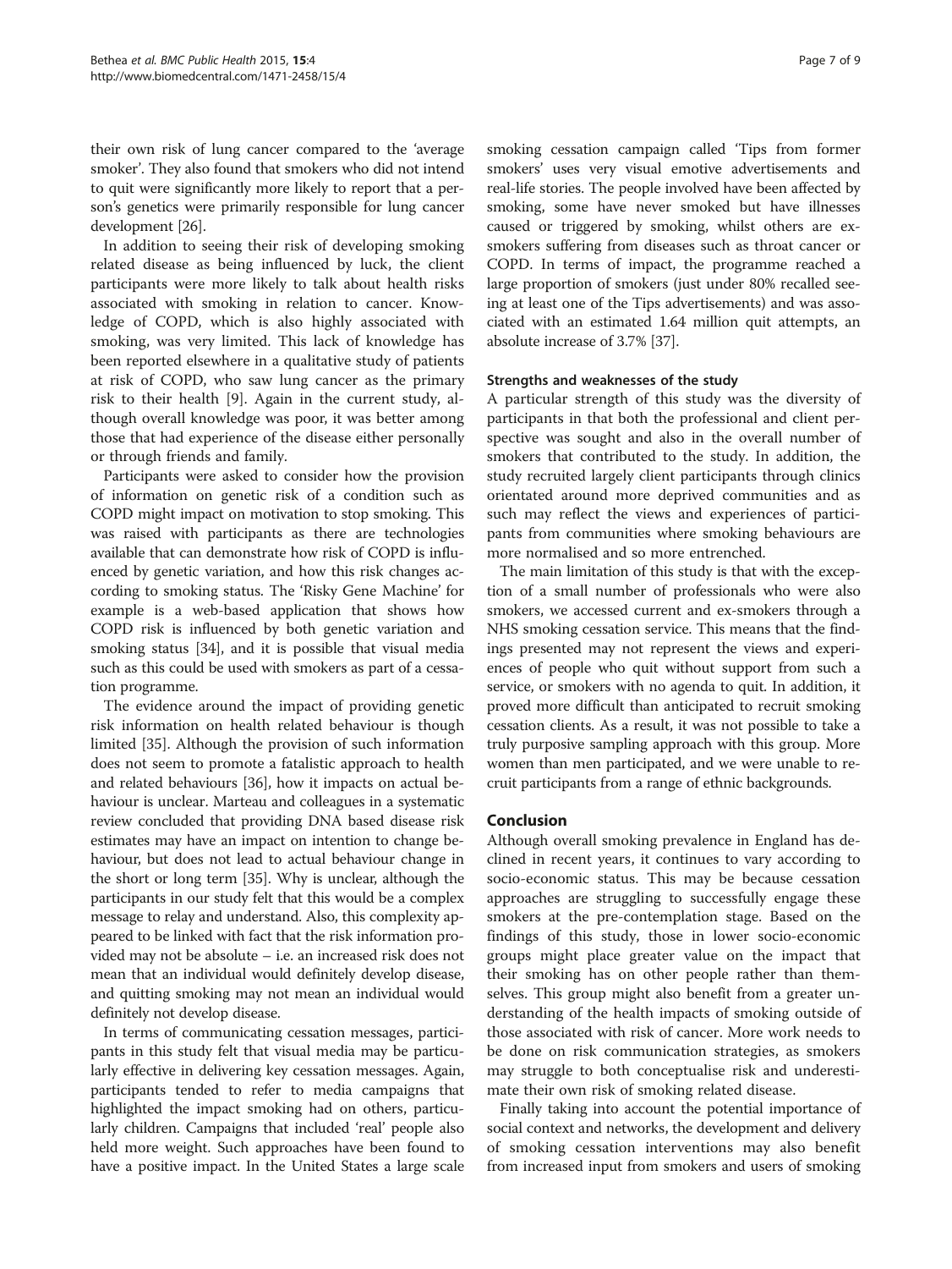their own risk of lung cancer compared to the 'average smoker'. They also found that smokers who did not intend to quit were significantly more likely to report that a person's genetics were primarily responsible for lung cancer development [26].

In addition to seeing their risk of developing smoking related disease as being influenced by luck, the client participants were more likely to talk about health risks associated with smoking in relation to cancer. Knowledge of COPD, which is also highly associated with smoking, was very limited. This lack of knowledge has been reported elsewhere in a qualitative study of patients at risk of COPD, who saw lung cancer as the primary risk to their health [9]. Again in the current study, although overall knowledge was poor, it was better among those that had experience of the disease either personally or through friends and family.

Participants were asked to consider how the provision of information on genetic risk of a condition such as COPD might impact on motivation to stop smoking. This was raised with participants as there are technologies available that can demonstrate how risk of COPD is influenced by genetic variation, and how this risk changes according to smoking status. The 'Risky Gene Machine' for example is a web-based application that shows how COPD risk is influenced by both genetic variation and smoking status [34], and it is possible that visual media such as this could be used with smokers as part of a cessation programme.

The evidence around the impact of providing genetic risk information on health related behaviour is though limited [35]. Although the provision of such information does not seem to promote a fatalistic approach to health and related behaviours [36], how it impacts on actual behaviour is unclear. Marteau and colleagues in a systematic review concluded that providing DNA based disease risk estimates may have an impact on intention to change behaviour, but does not lead to actual behaviour change in the short or long term [35]. Why is unclear, although the participants in our study felt that this would be a complex message to relay and understand. Also, this complexity appeared to be linked with fact that the risk information provided may not be absolute – i.e. an increased risk does not mean that an individual would definitely develop disease, and quitting smoking may not mean an individual would definitely not develop disease.

In terms of communicating cessation messages, participants in this study felt that visual media may be particularly effective in delivering key cessation messages. Again, participants tended to refer to media campaigns that highlighted the impact smoking had on others, particularly children. Campaigns that included 'real' people also held more weight. Such approaches have been found to have a positive impact. In the United States a large scale smoking cessation campaign called 'Tips from former smokers' uses very visual emotive advertisements and real-life stories. The people involved have been affected by smoking, some have never smoked but have illnesses caused or triggered by smoking, whilst others are ex-smokers suffering from diseases such as throat cancer or COPD. In terms of impact, the programme reached a large proportion of smokers (just under 80% recalled seeing at least one of the Tips advertisements) and was associated with an estimated 1.64 million quit attempts, an absolute increase of 3.7% [37].

#### Strengths and weaknesses of the study

A particular strength of this study was the diversity of participants in that both the professional and client perspective was sought and also in the overall number of smokers that contributed to the study. In addition, the study recruited largely client participants through clinics orientated around more deprived communities and as such may reflect the views and experiences of participants from communities where smoking behaviours are more normalised and so more entrenched.

The main limitation of this study is that with the exception of a small number of professionals who were also smokers, we accessed current and ex-smokers through a NHS smoking cessation service. This means that the findings presented may not represent the views and experiences of people who quit without support from such a service, or smokers with no agenda to quit. In addition, it proved more difficult than anticipated to recruit smoking cessation clients. As a result, it was not possible to take a truly purposive sampling approach with this group. More women than men participated, and we were unable to recruit participants from a range of ethnic backgrounds.

## Conclusion

Although overall smoking prevalence in England has declined in recent years, it continues to vary according to socio-economic status. This may be because cessation approaches are struggling to successfully engage these smokers at the pre-contemplation stage. Based on the findings of this study, those in lower socio-economic groups might place greater value on the impact that their smoking has on other people rather than themselves. This group might also benefit from a greater understanding of the health impacts of smoking outside of those associated with risk of cancer. More work needs to be done on risk communication strategies, as smokers may struggle to both conceptualise risk and underestimate their own risk of smoking related disease.

Finally taking into account the potential importance of social context and networks, the development and delivery of smoking cessation interventions may also benefit from increased input from smokers and users of smoking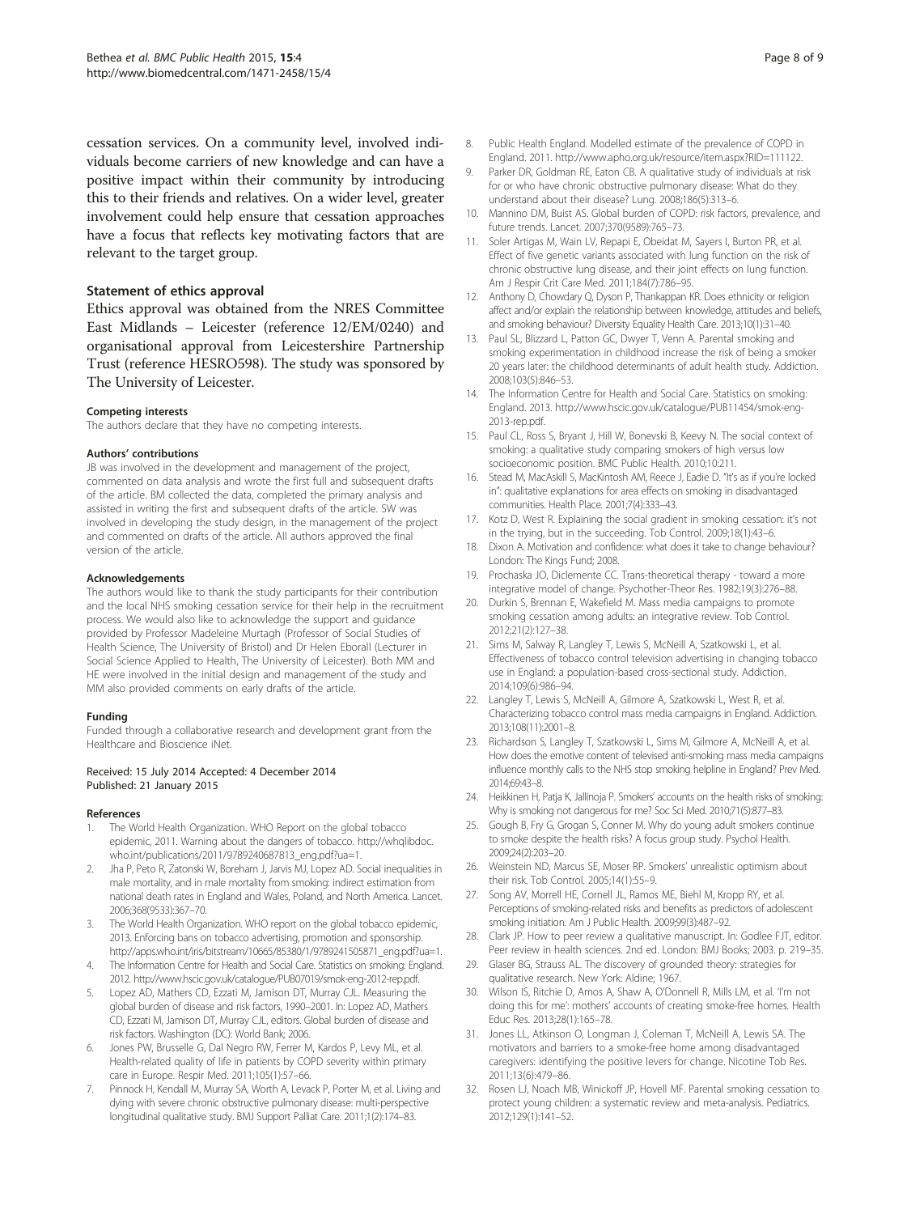cessation services. On a community level, involved individuals become carriers of new knowledge and can have a positive impact within their community by introducing this to their friends and relatives. On a wider level, greater involvement could help ensure that cessation approaches have a focus that reflects key motivating factors that are relevant to the target group.

### Statement of ethics approval

Ethics approval was obtained from the NRES Committee East Midlands – Leicester (reference 12/EM/0240) and organisational approval from Leicestershire Partnership Trust (reference HESRO598). The study was sponsored by The University of Leicester.

#### Competing interests

The authors declare that they have no competing interests.

#### Authors' contributions

JB was involved in the development and management of the project, commented on data analysis and wrote the first full and subsequent drafts of the article. BM collected the data, completed the primary analysis and assisted in writing the first and subsequent drafts of the article. SW was involved in developing the study design, in the management of the project and commented on drafts of the article. All authors approved the final version of the article.

#### Acknowledgements

The authors would like to thank the study participants for their contribution and the local NHS smoking cessation service for their help in the recruitment process. We would also like to acknowledge the support and guidance provided by Professor Madeleine Murtagh (Professor of Social Studies of Health Science, The University of Bristol) and Dr Helen Eborall (Lecturer in Social Science Applied to Health, The University of Leicester). Both MM and HE were involved in the initial design and management of the study and MM also provided comments on early drafts of the article.

#### Funding

Funded through a collaborative research and development grant from the Healthcare and Bioscience iNet.

Received: 15 July 2014 Accepted: 4 December 2014
Published: 21 January 2015

#### References

1. The World Health Organization. WHO Report on the global tobacco epidemic, 2011. Warning about the dangers of tobacco. http://whqlibdoc.who.int/publications/2011/9789240687813_eng.pdf?ua=1.
2. Jha P, Peto R, Zatonski W, Boreham J, Jarvis MJ, Lopez AD. Social inequalities in male mortality, and in male mortality from smoking: indirect estimation from national death rates in England and Wales, Poland, and North America. Lancet. 2006;368(9533):367–70.
3. The World Health Organization. WHO report on the global tobacco epidemic, 2013. Enforcing bans on tobacco advertising, promotion and sponsorship. http://apps.who.int/iris/bitstream/10665/85380/1/9789241505871_eng.pdf?ua=1.
4. The Information Centre for Health and Social Care. Statistics on smoking: England. 2012. http://www.hscic.gov.uk/catalogue/PUB07019/smok-eng-2012-rep.pdf.
5. Lopez AD, Mathers CD, Ezzati M, Jamison DT, Murray CJL. Measuring the global burden of disease and risk factors, 1990–2001. In: Lopez AD, Mathers CD, Ezzati M, Jamison DT, Murray CJL, editors. Global burden of disease and risk factors. Washington (DC): World Bank; 2006.
6. Jones PW, Brusselle G, Dal Negro RW, Ferrer M, Kardos P, Levy ML, et al. Health-related quality of life in patients by COPD severity within primary care in Europe. Respir Med. 2011;105(1):57–66.
7. Pinnock H, Kendall M, Murray SA, Worth A, Levack P, Porter M, et al. Living and dying with severe chronic obstructive pulmonary disease: multi-perspective longitudinal qualitative study. BMJ Support Palliat Care. 2011;1(2):174–83.
8. Public Health England. Modelled estimate of the prevalence of COPD in England. 2011. http://www.apho.org.uk/resource/item.aspx?RID=111122.
9. Parker DR, Goldman RE, Eaton CB. A qualitative study of individuals at risk for or who have chronic obstructive pulmonary disease: What do they understand about their disease? Lung. 2008;186(5):313–6.
10. Mannino DM, Buist AS. Global burden of COPD: risk factors, prevalence, and future trends. Lancet. 2007;370(9589):765–73.
11. Soler Artigas M, Wain LV, Repapi E, Obeidat M, Sayers I, Burton PR, et al. Effect of five genetic variants associated with lung function on the risk of chronic obstructive lung disease, and their joint effects on lung function. Am J Respir Crit Care Med. 2011;184(7):786–95.
12. Anthony D, Chowdary Q, Dyson P, Thankappan KR. Does ethnicity or religion affect and/or explain the relationship between knowledge, attitudes and beliefs, and smoking behaviour? Diversity Equality Health Care. 2013;10(1):31–40.
13. Paul SL, Blizzard L, Patton GC, Dwyer T, Venn A. Parental smoking and smoking experimentation in childhood increase the risk of being a smoker 20 years later: the childhood determinants of adult health study. Addiction. 2008;103(5):846–53.
14. The Information Centre for Health and Social Care. Statistics on smoking: England. 2013. http://www.hscic.gov.uk/catalogue/PUB11454/smok-eng-2013-rep.pdf.
15. Paul CL, Ross S, Bryant J, Hill W, Bonevski B, Keevy N. The social context of smoking: a qualitative study comparing smokers of high versus low socioeconomic position. BMC Public Health. 2010;10:211.
16. Stead M, MacAskill S, MacKintosh AM, Reece J, Eadie D. "It's as if you're locked in": qualitative explanations for area effects on smoking in disadvantaged communities. Health Place. 2001;7(4):333–43.
17. Kotz D, West R. Explaining the social gradient in smoking cessation: it's not in the trying, but in the succeeding. Tob Control. 2009;18(1):43–6.
18. Dixon A. Motivation and confidence: what does it take to change behaviour? London: The Kings Fund; 2008.
19. Prochaska JO, Diclemente CC. Trans-theoretical therapy - toward a more integrative model of change. Psychother-Theor Res. 1982;19(3):276–88.
20. Durkin S, Brennan E, Wakefield M. Mass media campaigns to promote smoking cessation among adults: an integrative review. Tob Control. 2012;21(2):127–38.
21. Sims M, Salway R, Langley T, Lewis S, McNeill A, Szatkowski L, et al. Effectiveness of tobacco control television advertising in changing tobacco use in England: a population-based cross-sectional study. Addiction. 2014;109(6):986–94.
22. Langley T, Lewis S, McNeill A, Gilmore A, Szatkowski L, West R, et al. Characterizing tobacco control mass media campaigns in England. Addiction. 2013;108(11):2001–8.
23. Richardson S, Langley T, Szatkowski L, Sims M, Gilmore A, McNeill A, et al. How does the emotive content of televised anti-smoking mass media campaigns influence monthly calls to the NHS stop smoking helpline in England? Prev Med. 2014;69:43–8.
24. Heikkinen H, Patja K, Jallinoja P. Smokers' accounts on the health risks of smoking: Why is smoking not dangerous for me? Soc Sci Med. 2010;71(5):877–83.
25. Gough B, Fry G, Grogan S, Conner M. Why do young adult smokers continue to smoke despite the health risks? A focus group study. Psychol Health. 2009;24(2):203–20.
26. Weinstein ND, Marcus SE, Moser RP. Smokers' unrealistic optimism about their risk. Tob Control. 2005;14(1):55–9.
27. Song AV, Morrell HE, Cornell JL, Ramos ME, Biehl M, Kropp RY, et al. Perceptions of smoking-related risks and benefits as predictors of adolescent smoking initiation. Am J Public Health. 2009;99(3):487–92.
28. Clark JP. How to peer review a qualitative manuscript. In: Godlee FJT, editor. Peer review in health sciences. 2nd ed. London: BMJ Books; 2003. p. 219–35.
29. Glaser BG, Strauss AL. The discovery of grounded theory: strategies for qualitative research. New York: Aldine; 1967.
30. Wilson IS, Ritchie D, Amos A, Shaw A, O'Donnell R, Mills LM, et al. 'I'm not doing this for me': mothers' accounts of creating smoke-free homes. Health Educ Res. 2013;28(1):165–78.
31. Jones LL, Atkinson O, Longman J, Coleman T, McNeill A, Lewis SA. The motivators and barriers to a smoke-free home among disadvantaged caregivers: identifying the positive levers for change. Nicotine Tob Res. 2011;13(6):479–86.
32. Rosen LJ, Noach MB, Winickoff JP, Hovell MF. Parental smoking cessation to protect young children: a systematic review and meta-analysis. Pediatrics. 2012;129(1):141–52.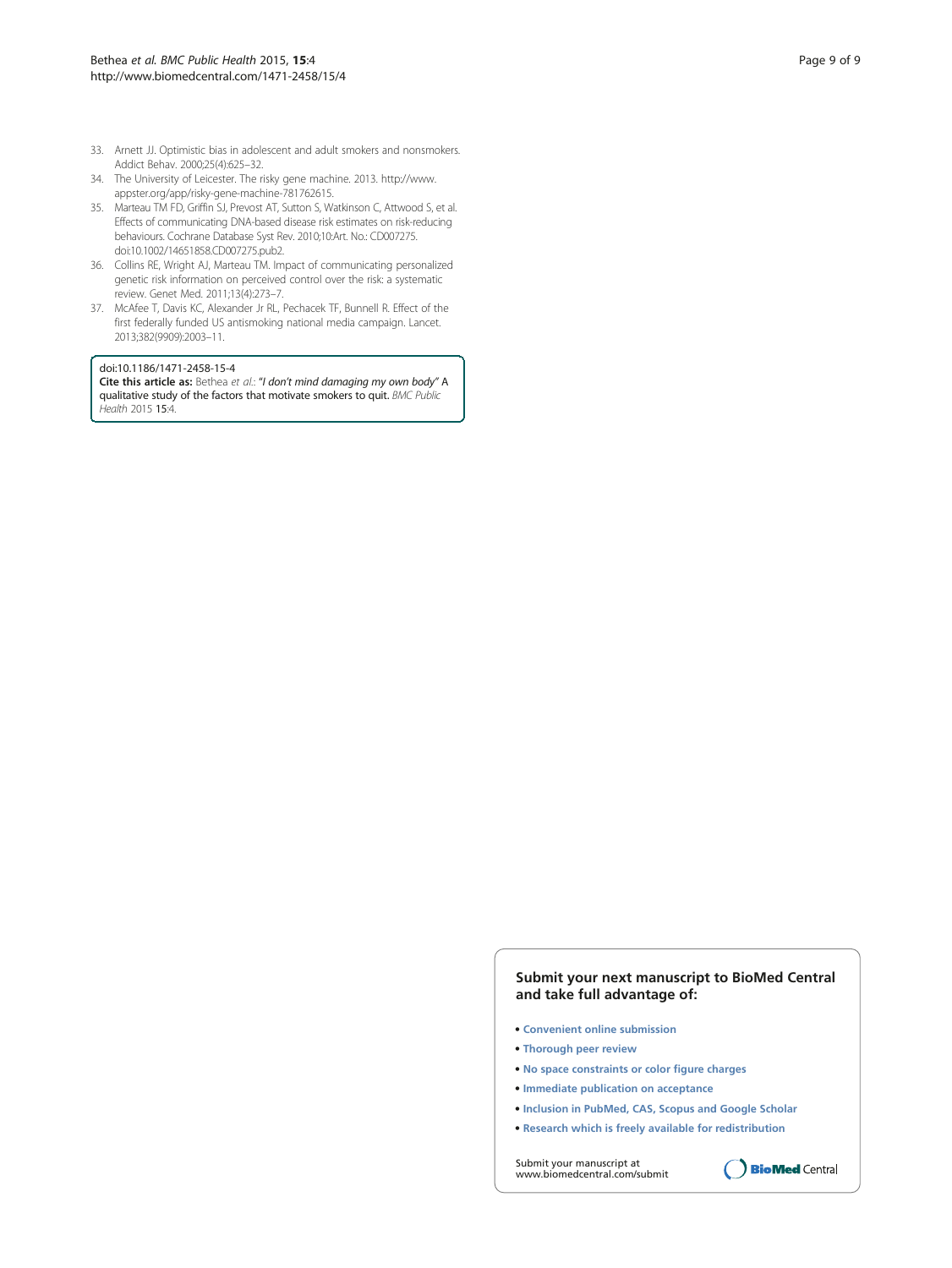33. Arnett JJ. Optimistic bias in adolescent and adult smokers and nonsmokers. Addict Behav. 2000;25(4):625–32.
34. The University of Leicester. The risky gene machine. 2013. http://www.appster.org/app/risky-gene-machine-781762615.
35. Marteau TM FD, Griffin SJ, Prevost AT, Sutton S, Watkinson C, Attwood S, et al. Effects of communicating DNA-based disease risk estimates on risk-reducing behaviours. Cochrane Database Syst Rev. 2010;10:Art. No.: CD007275. doi:10.1002/14651858.CD007275.pub2.
36. Collins RE, Wright AJ, Marteau TM. Impact of communicating personalized genetic risk information on perceived control over the risk: a systematic review. Genet Med. 2011;13(4):273–7.
37. McAfee T, Davis KC, Alexander Jr RL, Pechacek TF, Bunnell R. Effect of the first federally funded US antismoking national media campaign. Lancet. 2013;382(9909):2003–11.

doi:10.1186/1471-2458-15-4
**Cite this article as:** Bethea *et al.*: "*I don't mind damaging my own body*" A qualitative study of the factors that motivate smokers to quit. *BMC Public Health* 2015 **15**:4.

**Submit your next manuscript to BioMed Central and take full advantage of:**

- **Convenient online submission**
- **Thorough peer review**
- **No space constraints or color figure charges**
- **Immediate publication on acceptance**
- **Inclusion in PubMed, CAS, Scopus and Google Scholar**
- **Research which is freely available for redistribution**

Submit your manuscript at
www.biomedcentral.com/submit

BioMed Central